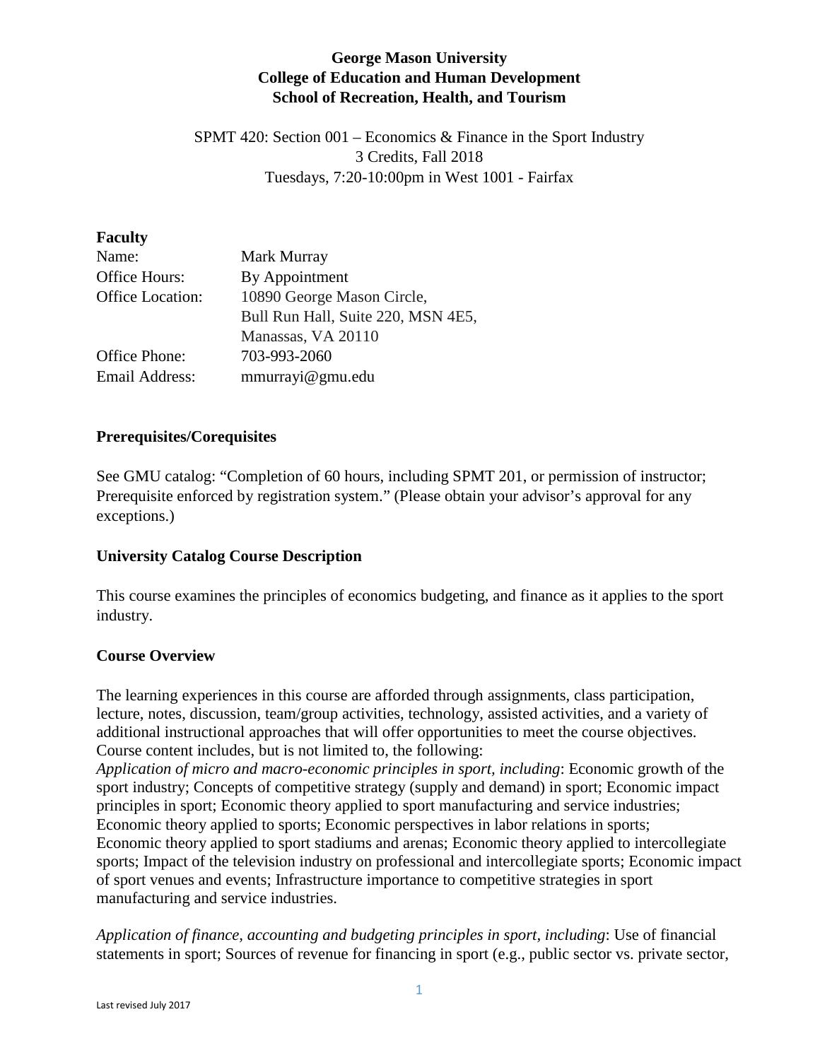**George Mason University**
**College of Education and Human Development**
**School of Recreation, Health, and Tourism**

SPMT 420: Section 001 – Economics & Finance in the Sport Industry
3 Credits, Fall 2018
Tuesdays, 7:20-10:00pm in West 1001 - Fairfax

**Faculty**

| | |
|---|---|
| Name: | Mark Murray |
| Office Hours: | By Appointment |
| Office Location: | 10890 George Mason Circle, Bull Run Hall, Suite 220, MSN 4E5, Manassas, VA 20110 |
| Office Phone: | 703-993-2060 |
| Email Address: | mmurrayi@gmu.edu |

**Prerequisites/Corequisites**

See GMU catalog: "Completion of 60 hours, including SPMT 201, or permission of instructor; Prerequisite enforced by registration system." (Please obtain your advisor's approval for any exceptions.)

**University Catalog Course Description**

This course examines the principles of economics budgeting, and finance as it applies to the sport industry.

**Course Overview**

The learning experiences in this course are afforded through assignments, class participation, lecture, notes, discussion, team/group activities, technology, assisted activities, and a variety of additional instructional approaches that will offer opportunities to meet the course objectives. Course content includes, but is not limited to, the following:
*Application of micro and macro-economic principles in sport, including*: Economic growth of the sport industry; Concepts of competitive strategy (supply and demand) in sport; Economic impact principles in sport; Economic theory applied to sport manufacturing and service industries; Economic theory applied to sports; Economic perspectives in labor relations in sports; Economic theory applied to sport stadiums and arenas; Economic theory applied to intercollegiate sports; Impact of the television industry on professional and intercollegiate sports; Economic impact of sport venues and events; Infrastructure importance to competitive strategies in sport manufacturing and service industries.

*Application of finance, accounting and budgeting principles in sport, including*: Use of financial statements in sport; Sources of revenue for financing in sport (e.g., public sector vs. private sector,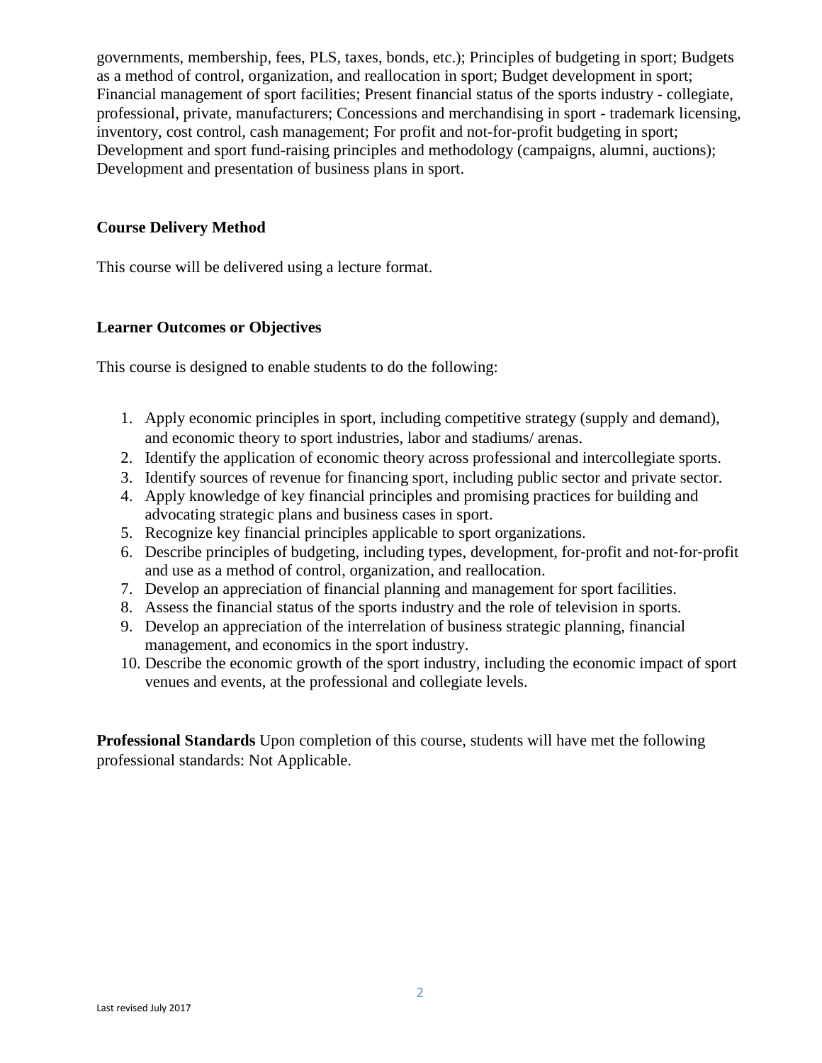governments, membership, fees, PLS, taxes, bonds, etc.); Principles of budgeting in sport; Budgets as a method of control, organization, and reallocation in sport; Budget development in sport; Financial management of sport facilities; Present financial status of the sports industry - collegiate, professional, private, manufacturers; Concessions and merchandising in sport - trademark licensing, inventory, cost control, cash management; For profit and not-for-profit budgeting in sport; Development and sport fund-raising principles and methodology (campaigns, alumni, auctions); Development and presentation of business plans in sport.

**Course Delivery Method**

This course will be delivered using a lecture format.

**Learner Outcomes or Objectives**

This course is designed to enable students to do the following:

1. Apply economic principles in sport, including competitive strategy (supply and demand), and economic theory to sport industries, labor and stadiums/ arenas.
2. Identify the application of economic theory across professional and intercollegiate sports.
3. Identify sources of revenue for financing sport, including public sector and private sector.
4. Apply knowledge of key financial principles and promising practices for building and advocating strategic plans and business cases in sport.
5. Recognize key financial principles applicable to sport organizations.
6. Describe principles of budgeting, including types, development, for-profit and not-for-profit and use as a method of control, organization, and reallocation.
7. Develop an appreciation of financial planning and management for sport facilities.
8. Assess the financial status of the sports industry and the role of television in sports.
9. Develop an appreciation of the interrelation of business strategic planning, financial management, and economics in the sport industry.
10. Describe the economic growth of the sport industry, including the economic impact of sport venues and events, at the professional and collegiate levels.

**Professional Standards** Upon completion of this course, students will have met the following professional standards: Not Applicable.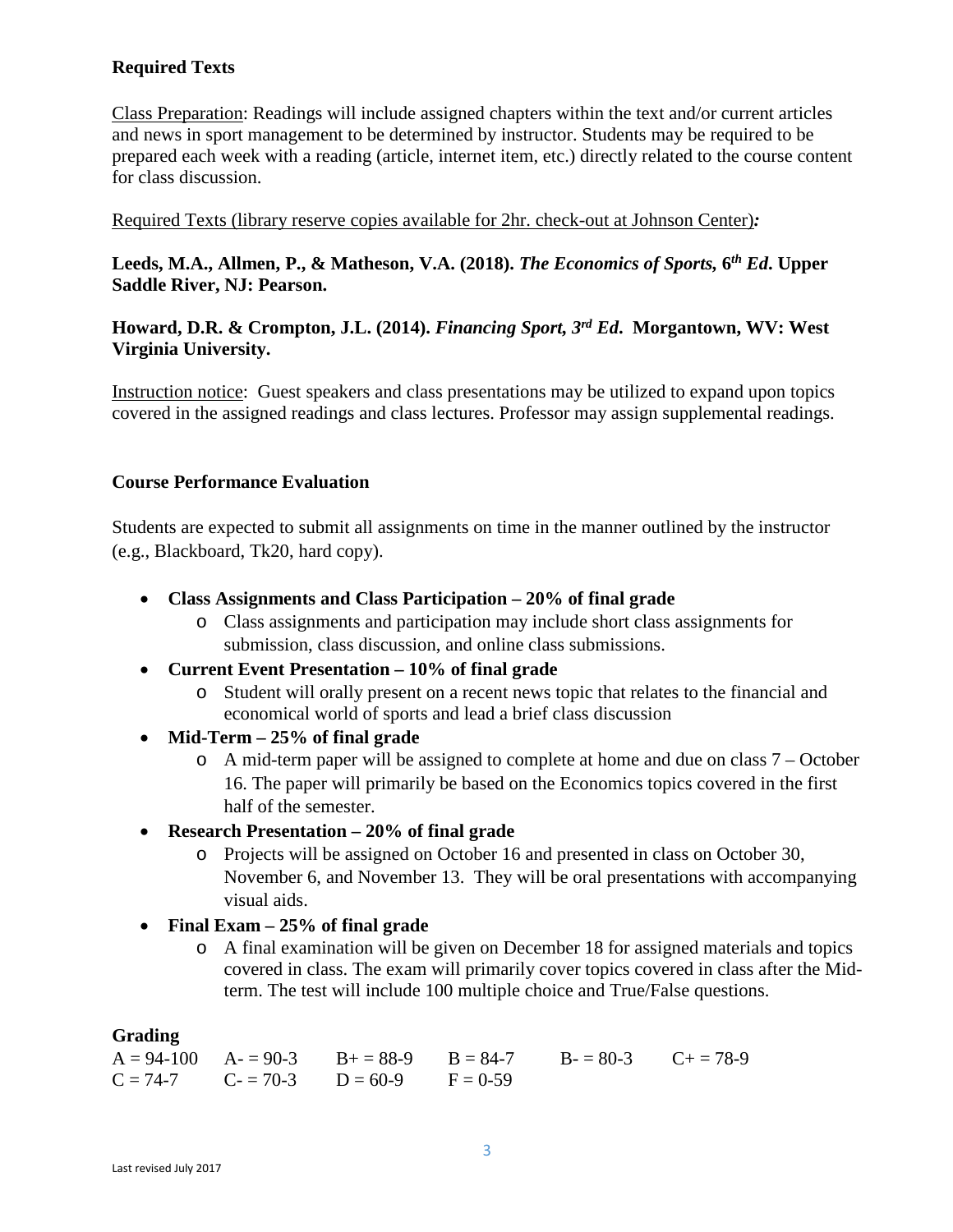### Required Texts

Class Preparation: Readings will include assigned chapters within the text and/or current articles and news in sport management to be determined by instructor. Students may be required to be prepared each week with a reading (article, internet item, etc.) directly related to the course content for class discussion.

Required Texts (library reserve copies available for 2hr. check-out at Johnson Center)***:***

**Leeds, M.A., Allmen, P., & Matheson, V.A. (2018). *The Economics of Sports*, 6*th* *Ed*. Upper Saddle River, NJ: Pearson.**

**Howard, D.R. & Crompton, J.L. (2014). *Financing Sport, 3rd Ed*. Morgantown, WV: West Virginia University.**

Instruction notice: Guest speakers and class presentations may be utilized to expand upon topics covered in the assigned readings and class lectures. Professor may assign supplemental readings.

### Course Performance Evaluation

Students are expected to submit all assignments on time in the manner outlined by the instructor (e.g., Blackboard, Tk20, hard copy).

- **Class Assignments and Class Participation – 20% of final grade**
  - Class assignments and participation may include short class assignments for submission, class discussion, and online class submissions.
- **Current Event Presentation – 10% of final grade**
  - Student will orally present on a recent news topic that relates to the financial and economical world of sports and lead a brief class discussion
- **Mid-Term – 25% of final grade**
  - A mid-term paper will be assigned to complete at home and due on class 7 – October 16. The paper will primarily be based on the Economics topics covered in the first half of the semester.
- **Research Presentation – 20% of final grade**
  - Projects will be assigned on October 16 and presented in class on October 30, November 6, and November 13. They will be oral presentations with accompanying visual aids.
- **Final Exam – 25% of final grade**
  - A final examination will be given on December 18 for assigned materials and topics covered in class. The exam will primarily cover topics covered in class after the Mid-term. The test will include 100 multiple choice and True/False questions.

### Grading

| | | | | | |
|---|---|---|---|---|---|
| A = 94-100 | A- = 90-3 | B+ = 88-9 | B = 84-7 | B- = 80-3 | C+ = 78-9 |
| C = 74-7 | C- = 70-3 | D = 60-9 | F = 0-59 | | |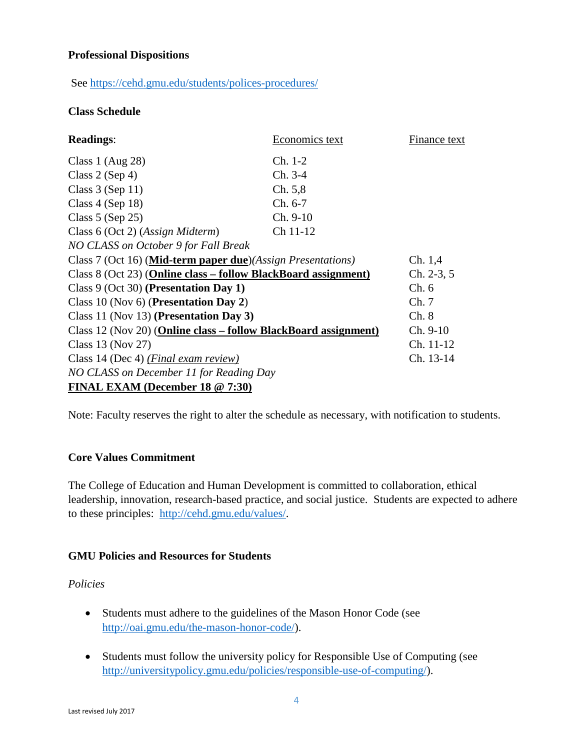**Professional Dispositions**

See https://cehd.gmu.edu/students/polices-procedures/

**Class Schedule**

| **Readings**: | Economics text | Finance text |
|---|---|---|
| Class 1 (Aug 28) | Ch. 1-2 | |
| Class 2 (Sep 4) | Ch. 3-4 | |
| Class 3 (Sep 11) | Ch. 5,8 | |
| Class 4 (Sep 18) | Ch. 6-7 | |
| Class 5 (Sep 25) | Ch. 9-10 | |
| Class 6 (Oct 2) (*Assign Midterm*) | Ch 11-12 | |
| *NO CLASS on October 9 for Fall Break* | | |
| Class 7 (Oct 16) (**Mid-term paper due**)*(Assign Presentations)* | | Ch. 1,4 |
| Class 8 (Oct 23) (**Online class – follow BlackBoard assignment)** | | Ch. 2-3, 5 |
| Class 9 (Oct 30) **(Presentation Day 1)** | | Ch. 6 |
| Class 10 (Nov 6) (**Presentation Day 2**) | | Ch. 7 |
| Class 11 (Nov 13) **(Presentation Day 3)** | | Ch. 8 |
| Class 12 (Nov 20) (**Online class – follow BlackBoard assignment)** | | Ch. 9-10 |
| Class 13 (Nov 27) | | Ch. 11-12 |
| Class 14 (Dec 4) *(Final exam review)* | | Ch. 13-14 |
| *NO CLASS on December 11 for Reading Day* | | |
| **FINAL EXAM (December 18 @ 7:30)** | | |

Note: Faculty reserves the right to alter the schedule as necessary, with notification to students.

**Core Values Commitment**

The College of Education and Human Development is committed to collaboration, ethical leadership, innovation, research-based practice, and social justice. Students are expected to adhere to these principles: http://cehd.gmu.edu/values/.

**GMU Policies and Resources for Students**

*Policies*

- Students must adhere to the guidelines of the Mason Honor Code (see http://oai.gmu.edu/the-mason-honor-code/).
- Students must follow the university policy for Responsible Use of Computing (see http://universitypolicy.gmu.edu/policies/responsible-use-of-computing/).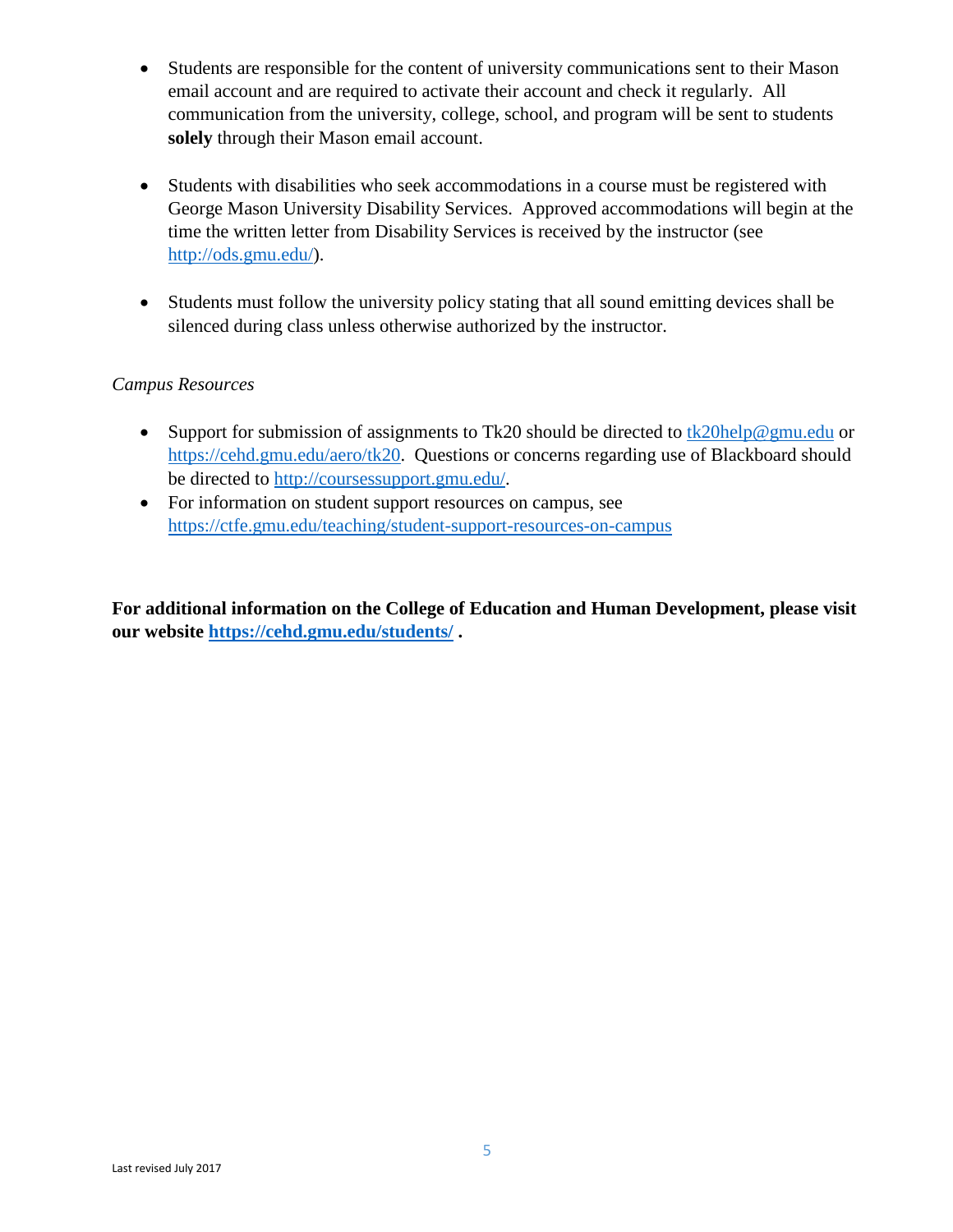- Students are responsible for the content of university communications sent to their Mason email account and are required to activate their account and check it regularly. All communication from the university, college, school, and program will be sent to students **solely** through their Mason email account.

- Students with disabilities who seek accommodations in a course must be registered with George Mason University Disability Services. Approved accommodations will begin at the time the written letter from Disability Services is received by the instructor (see http://ods.gmu.edu/).

- Students must follow the university policy stating that all sound emitting devices shall be silenced during class unless otherwise authorized by the instructor.

*Campus Resources*

- Support for submission of assignments to Tk20 should be directed to tk20help@gmu.edu or https://cehd.gmu.edu/aero/tk20. Questions or concerns regarding use of Blackboard should be directed to http://coursessupport.gmu.edu/.
- For information on student support resources on campus, see https://ctfe.gmu.edu/teaching/student-support-resources-on-campus

**For additional information on the College of Education and Human Development, please visit our website https://cehd.gmu.edu/students/ .**

Last revised July 2017